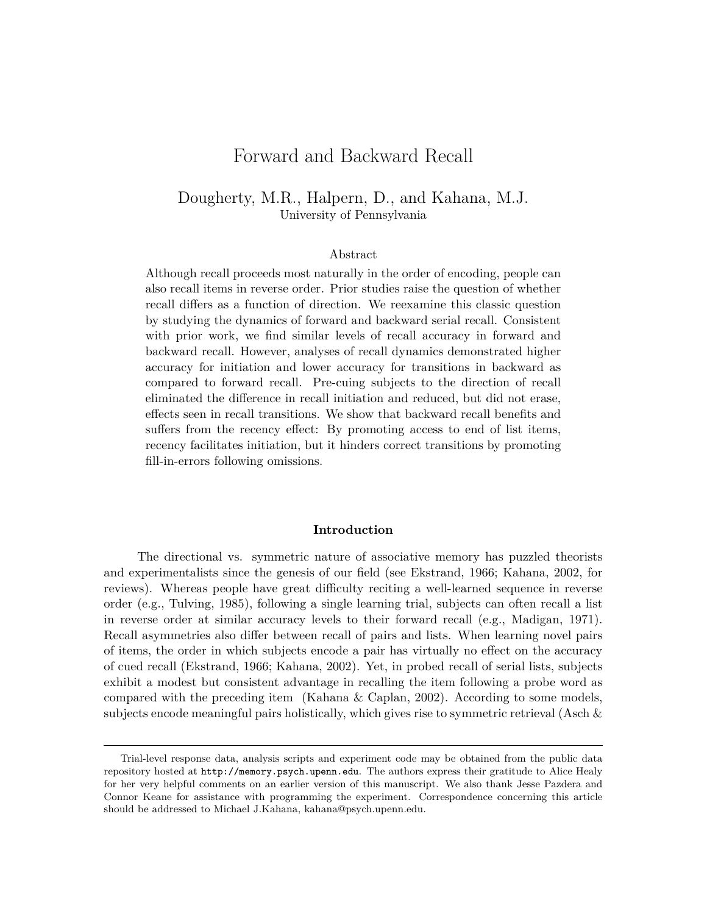# Forward and Backward Recall

Dougherty, M.R., Halpern, D., and Kahana, M.J.
University of Pennsylvania

## Abstract

Although recall proceeds most naturally in the order of encoding, people can also recall items in reverse order. Prior studies raise the question of whether recall differs as a function of direction. We reexamine this classic question by studying the dynamics of forward and backward serial recall. Consistent with prior work, we find similar levels of recall accuracy in forward and backward recall. However, analyses of recall dynamics demonstrated higher accuracy for initiation and lower accuracy for transitions in backward as compared to forward recall. Pre-cuing subjects to the direction of recall eliminated the difference in recall initiation and reduced, but did not erase, effects seen in recall transitions. We show that backward recall benefits and suffers from the recency effect: By promoting access to end of list items, recency facilitates initiation, but it hinders correct transitions by promoting fill-in-errors following omissions.

## Introduction

The directional vs. symmetric nature of associative memory has puzzled theorists and experimentalists since the genesis of our field (see Ekstrand, 1966; Kahana, 2002, for reviews). Whereas people have great difficulty reciting a well-learned sequence in reverse order (e.g., Tulving, 1985), following a single learning trial, subjects can often recall a list in reverse order at similar accuracy levels to their forward recall (e.g., Madigan, 1971). Recall asymmetries also differ between recall of pairs and lists. When learning novel pairs of items, the order in which subjects encode a pair has virtually no effect on the accuracy of cued recall (Ekstrand, 1966; Kahana, 2002). Yet, in probed recall of serial lists, subjects exhibit a modest but consistent advantage in recalling the item following a probe word as compared with the preceding item (Kahana & Caplan, 2002). According to some models, subjects encode meaningful pairs holistically, which gives rise to symmetric retrieval (Asch &

---

Trial-level response data, analysis scripts and experiment code may be obtained from the public data repository hosted at http://memory.psych.upenn.edu. The authors express their gratitude to Alice Healy for her very helpful comments on an earlier version of this manuscript. We also thank Jesse Pazdera and Connor Keane for assistance with programming the experiment. Correspondence concerning this article should be addressed to Michael J.Kahana, kahana@psych.upenn.edu.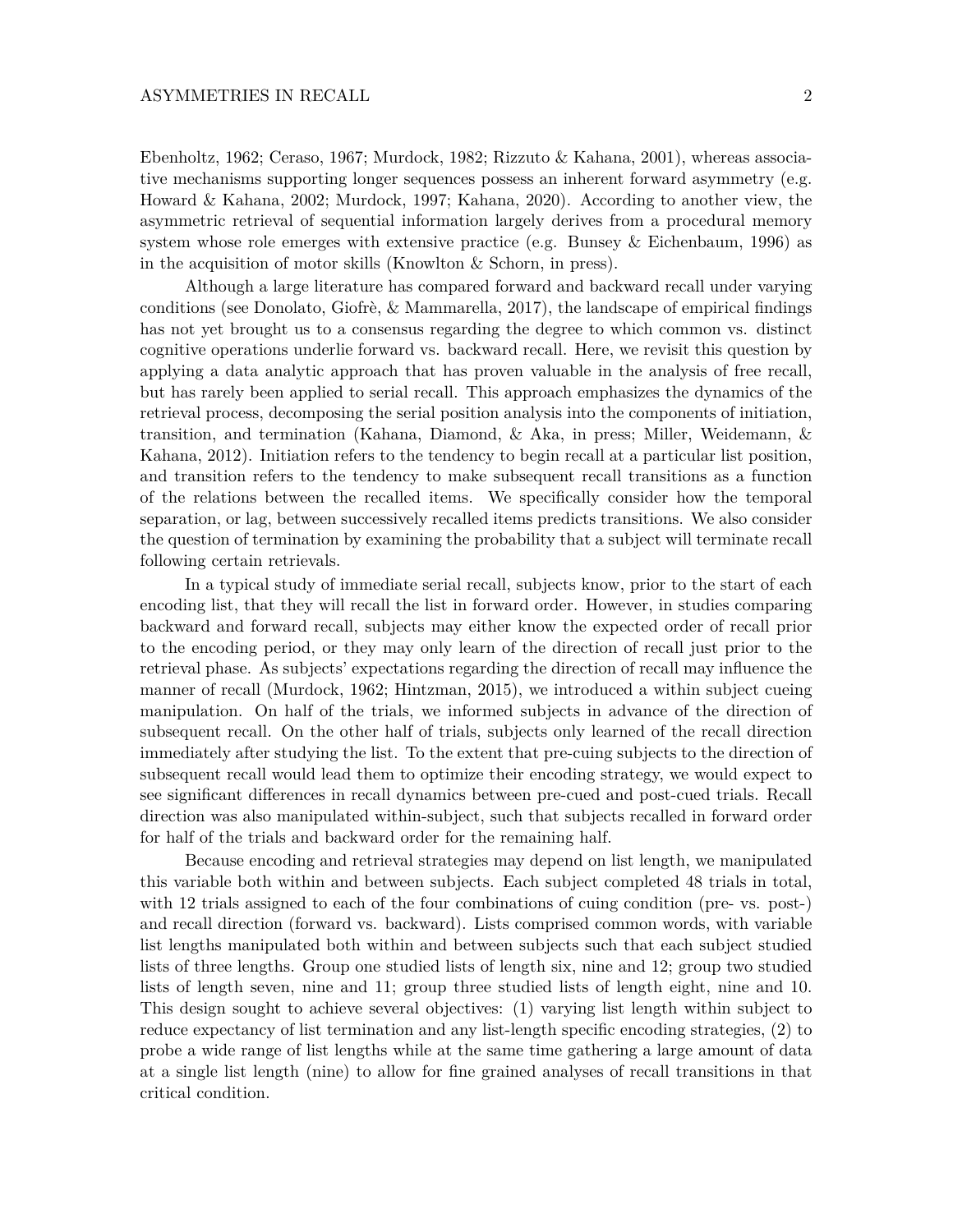Ebenholtz, 1962; Ceraso, 1967; Murdock, 1982; Rizzuto & Kahana, 2001), whereas associative mechanisms supporting longer sequences possess an inherent forward asymmetry (e.g. Howard & Kahana, 2002; Murdock, 1997; Kahana, 2020). According to another view, the asymmetric retrieval of sequential information largely derives from a procedural memory system whose role emerges with extensive practice (e.g. Bunsey & Eichenbaum, 1996) as in the acquisition of motor skills (Knowlton & Schorn, in press).

Although a large literature has compared forward and backward recall under varying conditions (see Donolato, Giofrè, & Mammarella, 2017), the landscape of empirical findings has not yet brought us to a consensus regarding the degree to which common vs. distinct cognitive operations underlie forward vs. backward recall. Here, we revisit this question by applying a data analytic approach that has proven valuable in the analysis of free recall, but has rarely been applied to serial recall. This approach emphasizes the dynamics of the retrieval process, decomposing the serial position analysis into the components of initiation, transition, and termination (Kahana, Diamond, & Aka, in press; Miller, Weidemann, & Kahana, 2012). Initiation refers to the tendency to begin recall at a particular list position, and transition refers to the tendency to make subsequent recall transitions as a function of the relations between the recalled items. We specifically consider how the temporal separation, or lag, between successively recalled items predicts transitions. We also consider the question of termination by examining the probability that a subject will terminate recall following certain retrievals.

In a typical study of immediate serial recall, subjects know, prior to the start of each encoding list, that they will recall the list in forward order. However, in studies comparing backward and forward recall, subjects may either know the expected order of recall prior to the encoding period, or they may only learn of the direction of recall just prior to the retrieval phase. As subjects' expectations regarding the direction of recall may influence the manner of recall (Murdock, 1962; Hintzman, 2015), we introduced a within subject cueing manipulation. On half of the trials, we informed subjects in advance of the direction of subsequent recall. On the other half of trials, subjects only learned of the recall direction immediately after studying the list. To the extent that pre-cuing subjects to the direction of subsequent recall would lead them to optimize their encoding strategy, we would expect to see significant differences in recall dynamics between pre-cued and post-cued trials. Recall direction was also manipulated within-subject, such that subjects recalled in forward order for half of the trials and backward order for the remaining half.

Because encoding and retrieval strategies may depend on list length, we manipulated this variable both within and between subjects. Each subject completed 48 trials in total, with 12 trials assigned to each of the four combinations of cuing condition (pre- vs. post-) and recall direction (forward vs. backward). Lists comprised common words, with variable list lengths manipulated both within and between subjects such that each subject studied lists of three lengths. Group one studied lists of length six, nine and 12; group two studied lists of length seven, nine and 11; group three studied lists of length eight, nine and 10. This design sought to achieve several objectives: (1) varying list length within subject to reduce expectancy of list termination and any list-length specific encoding strategies, (2) to probe a wide range of list lengths while at the same time gathering a large amount of data at a single list length (nine) to allow for fine grained analyses of recall transitions in that critical condition.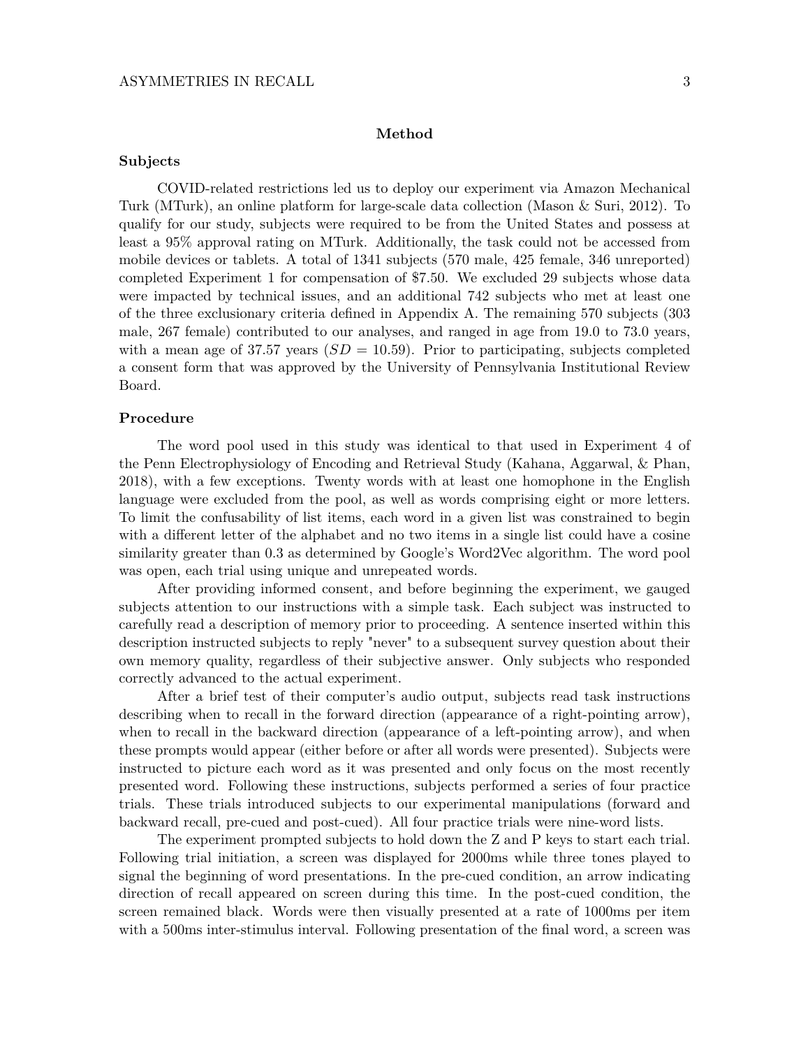## Method

### Subjects

COVID-related restrictions led us to deploy our experiment via Amazon Mechanical Turk (MTurk), an online platform for large-scale data collection (Mason & Suri, 2012). To qualify for our study, subjects were required to be from the United States and possess at least a 95% approval rating on MTurk. Additionally, the task could not be accessed from mobile devices or tablets. A total of 1341 subjects (570 male, 425 female, 346 unreported) completed Experiment 1 for compensation of $7.50. We excluded 29 subjects whose data were impacted by technical issues, and an additional 742 subjects who met at least one of the three exclusionary criteria defined in Appendix A. The remaining 570 subjects (303 male, 267 female) contributed to our analyses, and ranged in age from 19.0 to 73.0 years, with a mean age of 37.57 years ($SD = 10.59$). Prior to participating, subjects completed a consent form that was approved by the University of Pennsylvania Institutional Review Board.

### Procedure

The word pool used in this study was identical to that used in Experiment 4 of the Penn Electrophysiology of Encoding and Retrieval Study (Kahana, Aggarwal, & Phan, 2018), with a few exceptions. Twenty words with at least one homophone in the English language were excluded from the pool, as well as words comprising eight or more letters. To limit the confusability of list items, each word in a given list was constrained to begin with a different letter of the alphabet and no two items in a single list could have a cosine similarity greater than 0.3 as determined by Google's Word2Vec algorithm. The word pool was open, each trial using unique and unrepeated words.

After providing informed consent, and before beginning the experiment, we gauged subjects attention to our instructions with a simple task. Each subject was instructed to carefully read a description of memory prior to proceeding. A sentence inserted within this description instructed subjects to reply "never" to a subsequent survey question about their own memory quality, regardless of their subjective answer. Only subjects who responded correctly advanced to the actual experiment.

After a brief test of their computer's audio output, subjects read task instructions describing when to recall in the forward direction (appearance of a right-pointing arrow), when to recall in the backward direction (appearance of a left-pointing arrow), and when these prompts would appear (either before or after all words were presented). Subjects were instructed to picture each word as it was presented and only focus on the most recently presented word. Following these instructions, subjects performed a series of four practice trials. These trials introduced subjects to our experimental manipulations (forward and backward recall, pre-cued and post-cued). All four practice trials were nine-word lists.

The experiment prompted subjects to hold down the Z and P keys to start each trial. Following trial initiation, a screen was displayed for 2000ms while three tones played to signal the beginning of word presentations. In the pre-cued condition, an arrow indicating direction of recall appeared on screen during this time. In the post-cued condition, the screen remained black. Words were then visually presented at a rate of 1000ms per item with a 500ms inter-stimulus interval. Following presentation of the final word, a screen was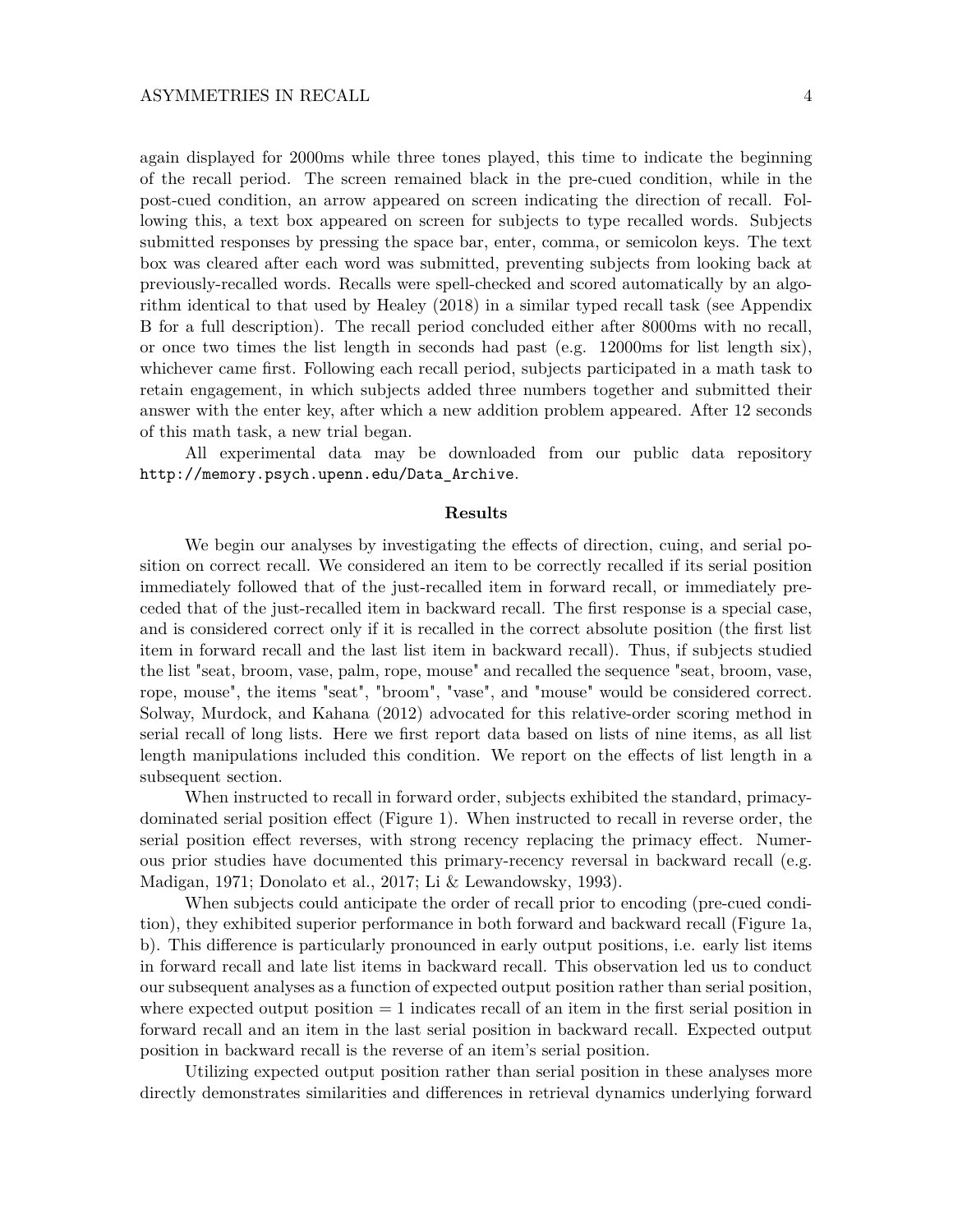again displayed for 2000ms while three tones played, this time to indicate the beginning of the recall period. The screen remained black in the pre-cued condition, while in the post-cued condition, an arrow appeared on screen indicating the direction of recall. Following this, a text box appeared on screen for subjects to type recalled words. Subjects submitted responses by pressing the space bar, enter, comma, or semicolon keys. The text box was cleared after each word was submitted, preventing subjects from looking back at previously-recalled words. Recalls were spell-checked and scored automatically by an algorithm identical to that used by Healey (2018) in a similar typed recall task (see Appendix B for a full description). The recall period concluded either after 8000ms with no recall, or once two times the list length in seconds had past (e.g. 12000ms for list length six), whichever came first. Following each recall period, subjects participated in a math task to retain engagement, in which subjects added three numbers together and submitted their answer with the enter key, after which a new addition problem appeared. After 12 seconds of this math task, a new trial began.

All experimental data may be downloaded from our public data repository `http://memory.psych.upenn.edu/Data_Archive`.

## Results

We begin our analyses by investigating the effects of direction, cuing, and serial position on correct recall. We considered an item to be correctly recalled if its serial position immediately followed that of the just-recalled item in forward recall, or immediately preceded that of the just-recalled item in backward recall. The first response is a special case, and is considered correct only if it is recalled in the correct absolute position (the first list item in forward recall and the last list item in backward recall). Thus, if subjects studied the list "seat, broom, vase, palm, rope, mouse" and recalled the sequence "seat, broom, vase, rope, mouse", the items "seat", "broom", "vase", and "mouse" would be considered correct. Solway, Murdock, and Kahana (2012) advocated for this relative-order scoring method in serial recall of long lists. Here we first report data based on lists of nine items, as all list length manipulations included this condition. We report on the effects of list length in a subsequent section.

When instructed to recall in forward order, subjects exhibited the standard, primacy-dominated serial position effect (Figure 1). When instructed to recall in reverse order, the serial position effect reverses, with strong recency replacing the primacy effect. Numerous prior studies have documented this primary-recency reversal in backward recall (e.g. Madigan, 1971; Donolato et al., 2017; Li & Lewandowsky, 1993).

When subjects could anticipate the order of recall prior to encoding (pre-cued condition), they exhibited superior performance in both forward and backward recall (Figure 1a, b). This difference is particularly pronounced in early output positions, i.e. early list items in forward recall and late list items in backward recall. This observation led us to conduct our subsequent analyses as a function of expected output position rather than serial position, where expected output position = 1 indicates recall of an item in the first serial position in forward recall and an item in the last serial position in backward recall. Expected output position in backward recall is the reverse of an item's serial position.

Utilizing expected output position rather than serial position in these analyses more directly demonstrates similarities and differences in retrieval dynamics underlying forward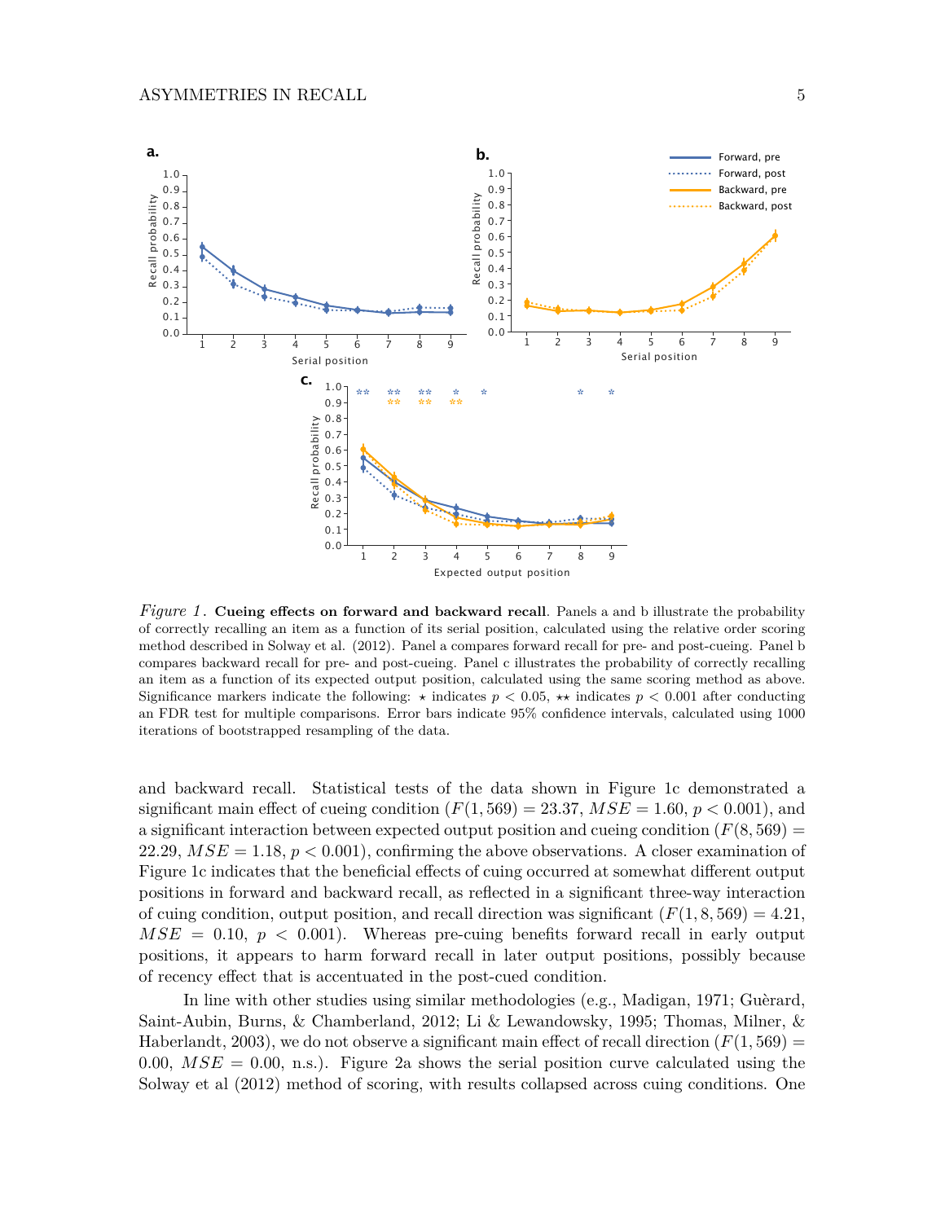*Figure 1*. **Cueing effects on forward and backward recall**. Panels a and b illustrate the probability of correctly recalling an item as a function of its serial position, calculated using the relative order scoring method described in Solway et al. (2012). Panel a compares forward recall for pre- and post-cueing. Panel b compares backward recall for pre- and post-cueing. Panel c illustrates the probability of correctly recalling an item as a function of its expected output position, calculated using the same scoring method as above. Significance markers indicate the following: ⋆ indicates $p < 0.05$, ⋆⋆ indicates $p < 0.001$ after conducting an FDR test for multiple comparisons. Error bars indicate 95% confidence intervals, calculated using 1000 iterations of bootstrapped resampling of the data.

and backward recall. Statistical tests of the data shown in Figure 1c demonstrated a significant main effect of cueing condition ($F(1, 569) = 23.37$, $MSE = 1.60$, $p < 0.001$), and a significant interaction between expected output position and cueing condition ($F(8, 569) = 22.29$, $MSE = 1.18$, $p < 0.001$), confirming the above observations. A closer examination of Figure 1c indicates that the beneficial effects of cuing occurred at somewhat different output positions in forward and backward recall, as reflected in a significant three-way interaction of cuing condition, output position, and recall direction was significant ($F(1, 8, 569) = 4.21$, $MSE = 0.10$, $p < 0.001$). Whereas pre-cuing benefits forward recall in early output positions, it appears to harm forward recall in later output positions, possibly because of recency effect that is accentuated in the post-cued condition.

In line with other studies using similar methodologies (e.g., Madigan, 1971; Guèrard, Saint-Aubin, Burns, & Chamberland, 2012; Li & Lewandowsky, 1995; Thomas, Milner, & Haberlandt, 2003), we do not observe a significant main effect of recall direction ($F(1, 569) = 0.00$, $MSE = 0.00$, n.s.). Figure 2a shows the serial position curve calculated using the Solway et al (2012) method of scoring, with results collapsed across cuing conditions. One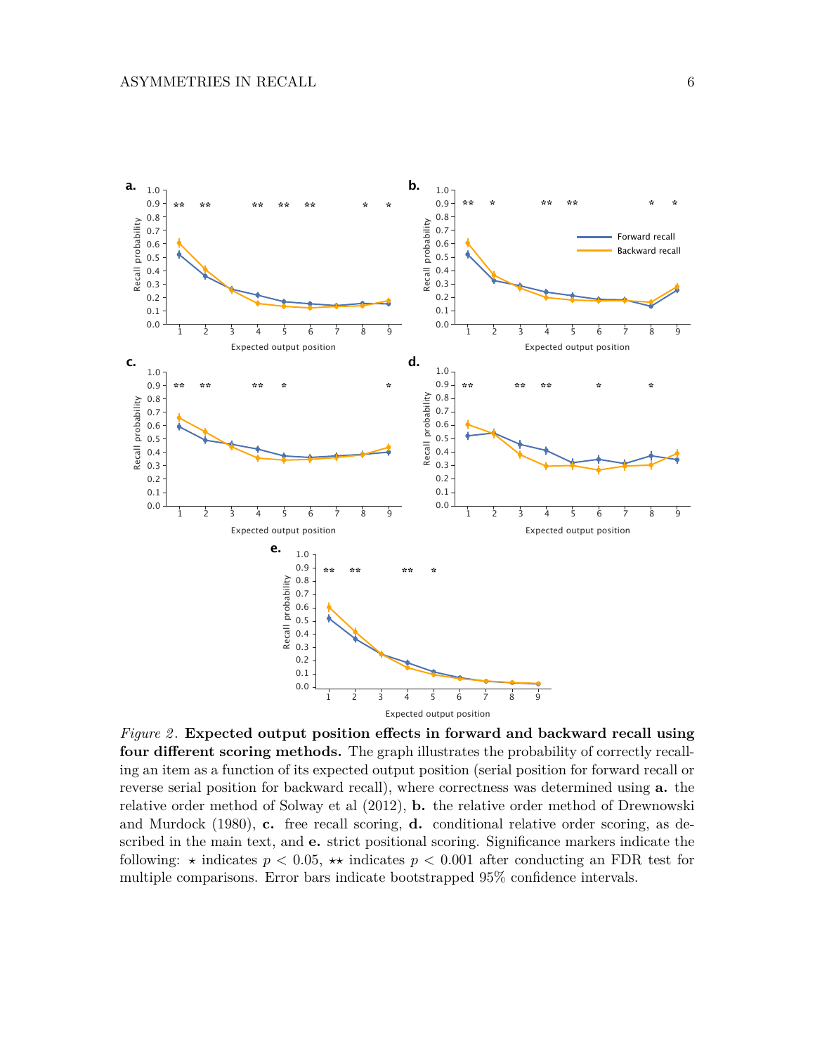*Figure 2*. **Expected output position effects in forward and backward recall using four different scoring methods.** The graph illustrates the probability of correctly recalling an item as a function of its expected output position (serial position for forward recall or reverse serial position for backward recall), where correctness was determined using **a.** the relative order method of Solway et al (2012), **b.** the relative order method of Drewnowski and Murdock (1980), **c.** free recall scoring, **d.** conditional relative order scoring, as described in the main text, and **e.** strict positional scoring. Significance markers indicate the following: ⋆ indicates $p < 0.05$, ⋆⋆ indicates $p < 0.001$ after conducting an FDR test for multiple comparisons. Error bars indicate bootstrapped 95% confidence intervals.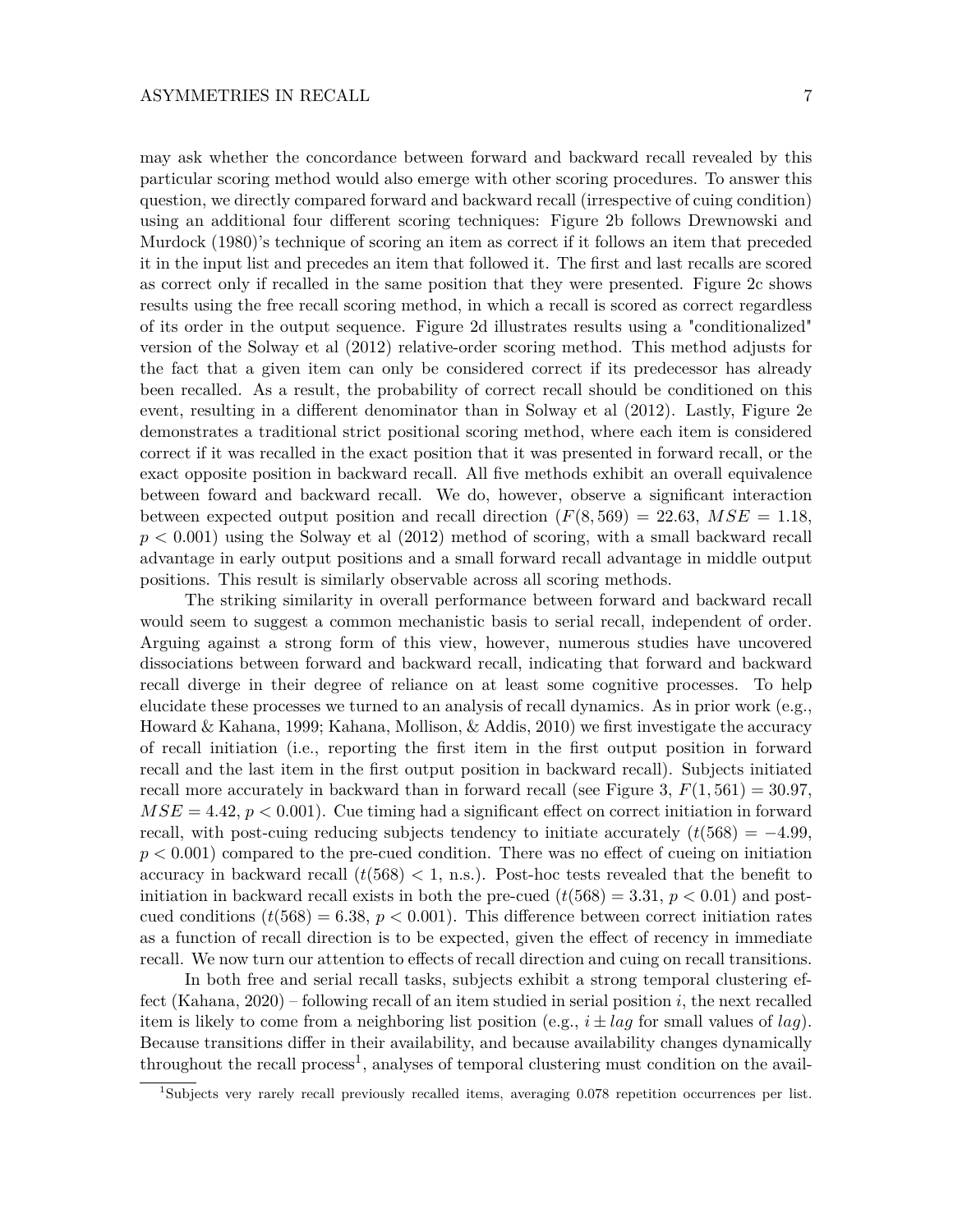may ask whether the concordance between forward and backward recall revealed by this particular scoring method would also emerge with other scoring procedures. To answer this question, we directly compared forward and backward recall (irrespective of cuing condition) using an additional four different scoring techniques: Figure 2b follows Drewnowski and Murdock (1980)'s technique of scoring an item as correct if it follows an item that preceded it in the input list and precedes an item that followed it. The first and last recalls are scored as correct only if recalled in the same position that they were presented. Figure 2c shows results using the free recall scoring method, in which a recall is scored as correct regardless of its order in the output sequence. Figure 2d illustrates results using a "conditionalized" version of the Solway et al (2012) relative-order scoring method. This method adjusts for the fact that a given item can only be considered correct if its predecessor has already been recalled. As a result, the probability of correct recall should be conditioned on this event, resulting in a different denominator than in Solway et al (2012). Lastly, Figure 2e demonstrates a traditional strict positional scoring method, where each item is considered correct if it was recalled in the exact position that it was presented in forward recall, or the exact opposite position in backward recall. All five methods exhibit an overall equivalence between foward and backward recall. We do, however, observe a significant interaction between expected output position and recall direction ($F(8, 569) = 22.63$, $MSE = 1.18$, $p < 0.001$) using the Solway et al (2012) method of scoring, with a small backward recall advantage in early output positions and a small forward recall advantage in middle output positions. This result is similarly observable across all scoring methods.

The striking similarity in overall performance between forward and backward recall would seem to suggest a common mechanistic basis to serial recall, independent of order. Arguing against a strong form of this view, however, numerous studies have uncovered dissociations between forward and backward recall, indicating that forward and backward recall diverge in their degree of reliance on at least some cognitive processes. To help elucidate these processes we turned to an analysis of recall dynamics. As in prior work (e.g., Howard & Kahana, 1999; Kahana, Mollison, & Addis, 2010) we first investigate the accuracy of recall initiation (i.e., reporting the first item in the first output position in forward recall and the last item in the first output position in backward recall). Subjects initiated recall more accurately in backward than in forward recall (see Figure 3, $F(1, 561) = 30.97$, $MSE = 4.42$, $p < 0.001$). Cue timing had a significant effect on correct initiation in forward recall, with post-cuing reducing subjects tendency to initiate accurately ($t(568) = -4.99$, $p < 0.001$) compared to the pre-cued condition. There was no effect of cueing on initiation accuracy in backward recall ($t(568) < 1$, n.s.). Post-hoc tests revealed that the benefit to initiation in backward recall exists in both the pre-cued ($t(568) = 3.31$, $p < 0.01$) and post-cued conditions ($t(568) = 6.38$, $p < 0.001$). This difference between correct initiation rates as a function of recall direction is to be expected, given the effect of recency in immediate recall. We now turn our attention to effects of recall direction and cuing on recall transitions.

In both free and serial recall tasks, subjects exhibit a strong temporal clustering effect (Kahana, 2020) – following recall of an item studied in serial position $i$, the next recalled item is likely to come from a neighboring list position (e.g., $i \pm lag$ for small values of $lag$). Because transitions differ in their availability, and because availability changes dynamically throughout the recall process[1], analyses of temporal clustering must condition on the avail-

[1]Subjects very rarely recall previously recalled items, averaging 0.078 repetition occurrences per list.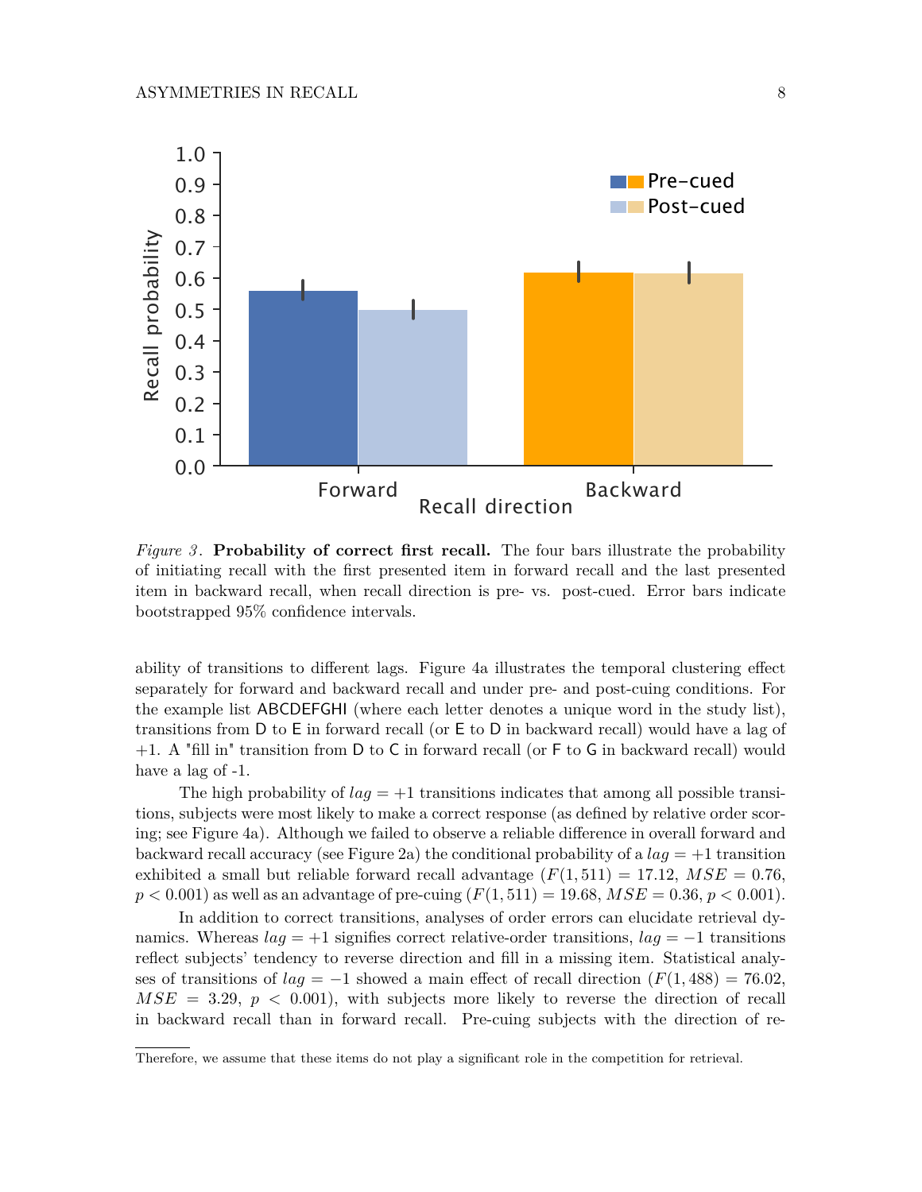*Figure 3*. **Probability of correct first recall.** The four bars illustrate the probability of initiating recall with the first presented item in forward recall and the last presented item in backward recall, when recall direction is pre- vs. post-cued. Error bars indicate bootstrapped 95% confidence intervals.

ability of transitions to different lags. Figure 4a illustrates the temporal clustering effect separately for forward and backward recall and under pre- and post-cuing conditions. For the example list ABCDEFGHI (where each letter denotes a unique word in the study list), transitions from D to E in forward recall (or E to D in backward recall) would have a lag of +1. A "fill in" transition from D to C in forward recall (or F to G in backward recall) would have a lag of -1.

The high probability of $lag = +1$ transitions indicates that among all possible transitions, subjects were most likely to make a correct response (as defined by relative order scoring; see Figure 4a). Although we failed to observe a reliable difference in overall forward and backward recall accuracy (see Figure 2a) the conditional probability of a $lag = +1$ transition exhibited a small but reliable forward recall advantage ($F(1, 511) = 17.12$, $MSE = 0.76$, $p < 0.001$) as well as an advantage of pre-cuing ($F(1, 511) = 19.68$, $MSE = 0.36$, $p < 0.001$).

In addition to correct transitions, analyses of order errors can elucidate retrieval dynamics. Whereas $lag = +1$ signifies correct relative-order transitions, $lag = -1$ transitions reflect subjects' tendency to reverse direction and fill in a missing item. Statistical analyses of transitions of $lag = -1$ showed a main effect of recall direction ($F(1, 488) = 76.02$, $MSE = 3.29$, $p < 0.001$), with subjects more likely to reverse the direction of recall in backward recall than in forward recall. Pre-cuing subjects with the direction of re-

Therefore, we assume that these items do not play a significant role in the competition for retrieval.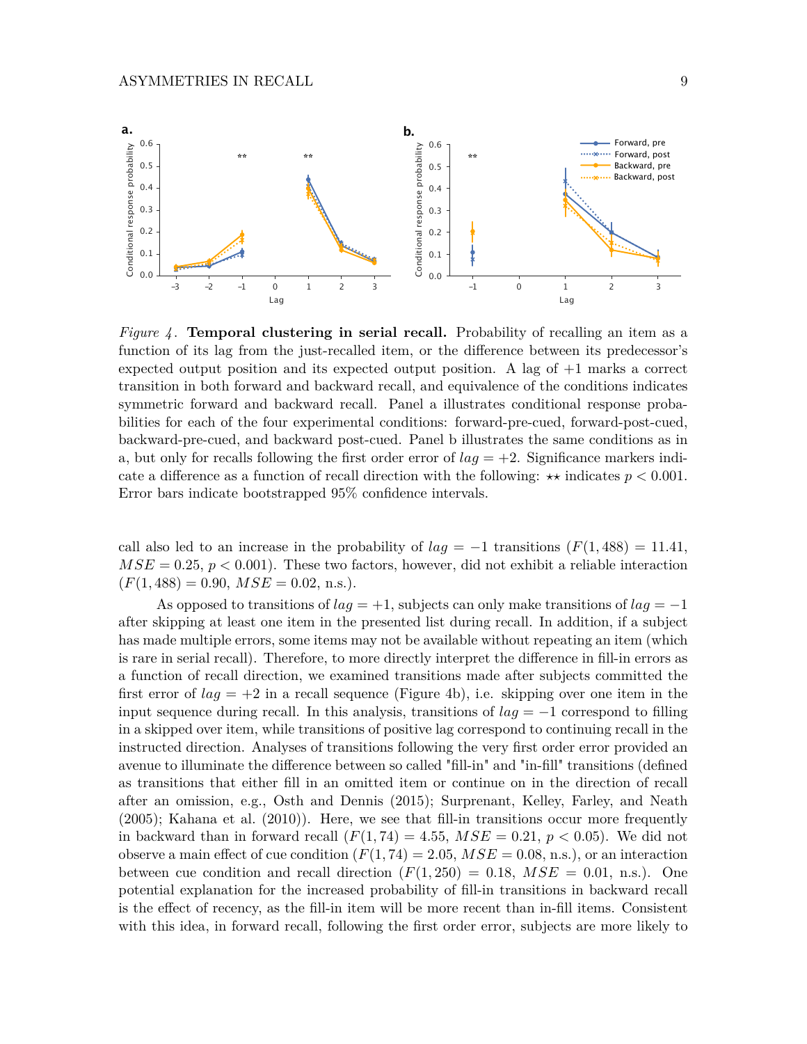*Figure 4*. **Temporal clustering in serial recall.** Probability of recalling an item as a function of its lag from the just-recalled item, or the difference between its predecessor's expected output position and its expected output position. A lag of +1 marks a correct transition in both forward and backward recall, and equivalence of the conditions indicates symmetric forward and backward recall. Panel a illustrates conditional response probabilities for each of the four experimental conditions: forward-pre-cued, forward-post-cued, backward-pre-cued, and backward post-cued. Panel b illustrates the same conditions as in a, but only for recalls following the first order error of $lag = +2$. Significance markers indicate a difference as a function of recall direction with the following: $\star\star$ indicates $p < 0.001$. Error bars indicate bootstrapped 95% confidence intervals.

call also led to an increase in the probability of $lag = -1$ transitions ($F(1, 488) = 11.41$, $MSE = 0.25$, $p < 0.001$). These two factors, however, did not exhibit a reliable interaction ($F(1, 488) = 0.90$, $MSE = 0.02$, n.s.).

As opposed to transitions of $lag = +1$, subjects can only make transitions of $lag = -1$ after skipping at least one item in the presented list during recall. In addition, if a subject has made multiple errors, some items may not be available without repeating an item (which is rare in serial recall). Therefore, to more directly interpret the difference in fill-in errors as a function of recall direction, we examined transitions made after subjects committed the first error of $lag = +2$ in a recall sequence (Figure 4b), i.e. skipping over one item in the input sequence during recall. In this analysis, transitions of $lag = -1$ correspond to filling in a skipped over item, while transitions of positive lag correspond to continuing recall in the instructed direction. Analyses of transitions following the very first order error provided an avenue to illuminate the difference between so called "fill-in" and "in-fill" transitions (defined as transitions that either fill in an omitted item or continue on in the direction of recall after an omission, e.g., Osth and Dennis (2015); Surprenant, Kelley, Farley, and Neath (2005); Kahana et al. (2010)). Here, we see that fill-in transitions occur more frequently in backward than in forward recall ($F(1, 74) = 4.55$, $MSE = 0.21$, $p < 0.05$). We did not observe a main effect of cue condition ($F(1, 74) = 2.05$, $MSE = 0.08$, n.s.), or an interaction between cue condition and recall direction ($F(1, 250) = 0.18$, $MSE = 0.01$, n.s.). One potential explanation for the increased probability of fill-in transitions in backward recall is the effect of recency, as the fill-in item will be more recent than in-fill items. Consistent with this idea, in forward recall, following the first order error, subjects are more likely to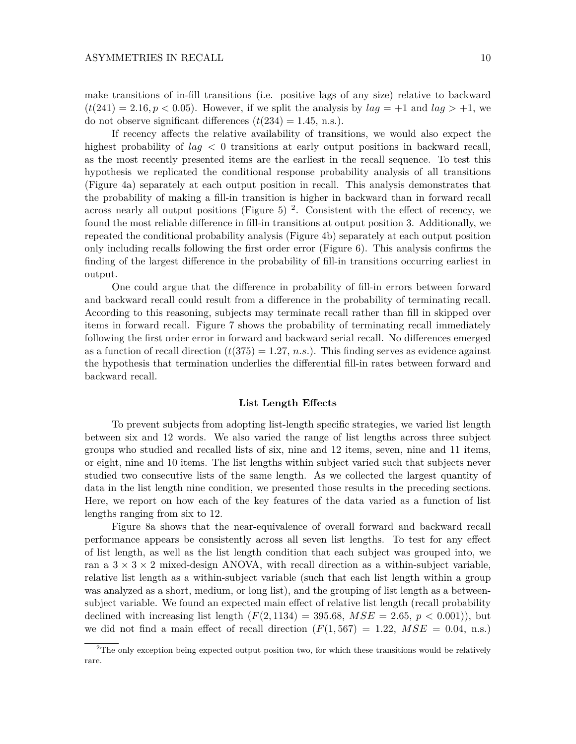make transitions of in-fill transitions (i.e. positive lags of any size) relative to backward ($t(241) = 2.16, p < 0.05$). However, if we split the analysis by $lag = +1$ and $lag > +1$, we do not observe significant differences ($t(234) = 1.45$, n.s.).

If recency affects the relative availability of transitions, we would also expect the highest probability of $lag < 0$ transitions at early output positions in backward recall, as the most recently presented items are the earliest in the recall sequence. To test this hypothesis we replicated the conditional response probability analysis of all transitions (Figure 4a) separately at each output position in recall. This analysis demonstrates that the probability of making a fill-in transition is higher in backward than in forward recall across nearly all output positions (Figure 5) [2]. Consistent with the effect of recency, we found the most reliable difference in fill-in transitions at output position 3. Additionally, we repeated the conditional probability analysis (Figure 4b) separately at each output position only including recalls following the first order error (Figure 6). This analysis confirms the finding of the largest difference in the probability of fill-in transitions occurring earliest in output.

One could argue that the difference in probability of fill-in errors between forward and backward recall could result from a difference in the probability of terminating recall. According to this reasoning, subjects may terminate recall rather than fill in skipped over items in forward recall. Figure 7 shows the probability of terminating recall immediately following the first order error in forward and backward serial recall. No differences emerged as a function of recall direction ($t(375) = 1.27$, *n.s.*). This finding serves as evidence against the hypothesis that termination underlies the differential fill-in rates between forward and backward recall.

## List Length Effects

To prevent subjects from adopting list-length specific strategies, we varied list length between six and 12 words. We also varied the range of list lengths across three subject groups who studied and recalled lists of six, nine and 12 items, seven, nine and 11 items, or eight, nine and 10 items. The list lengths within subject varied such that subjects never studied two consecutive lists of the same length. As we collected the largest quantity of data in the list length nine condition, we presented those results in the preceding sections. Here, we report on how each of the key features of the data varied as a function of list lengths ranging from six to 12.

Figure 8a shows that the near-equivalence of overall forward and backward recall performance appears be consistently across all seven list lengths. To test for any effect of list length, as well as the list length condition that each subject was grouped into, we ran a $3 \times 3 \times 2$ mixed-design ANOVA, with recall direction as a within-subject variable, relative list length as a within-subject variable (such that each list length within a group was analyzed as a short, medium, or long list), and the grouping of list length as a between-subject variable. We found an expected main effect of relative list length (recall probability declined with increasing list length ($F(2, 1134) = 395.68$, $MSE = 2.65$, $p < 0.001$)), but we did not find a main effect of recall direction ($F(1, 567) = 1.22$, $MSE = 0.04$, n.s.)

[2] The only exception being expected output position two, for which these transitions would be relatively rare.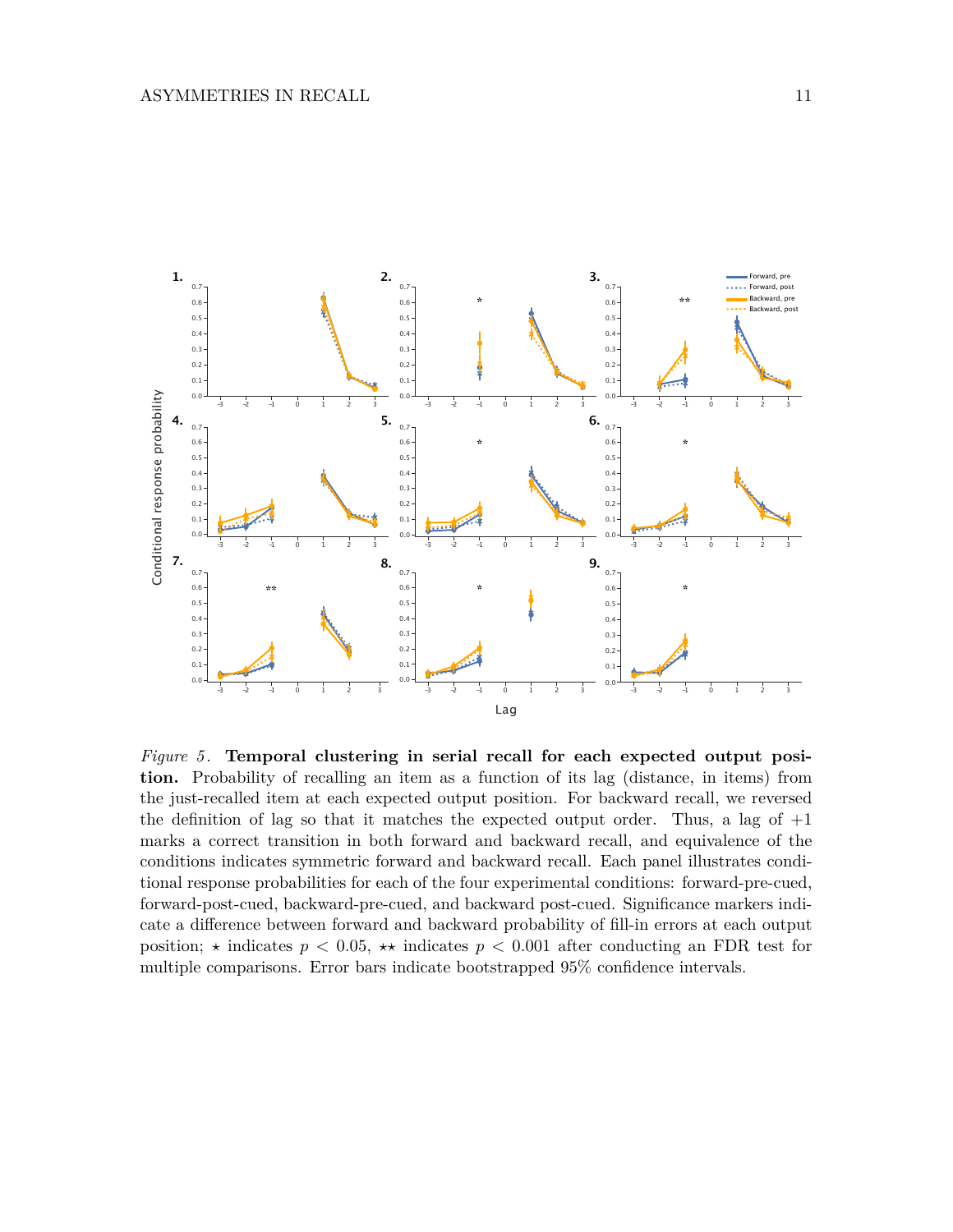*Figure 5*. **Temporal clustering in serial recall for each expected output position.** Probability of recalling an item as a function of its lag (distance, in items) from the just-recalled item at each expected output position. For backward recall, we reversed the definition of lag so that it matches the expected output order. Thus, a lag of +1 marks a correct transition in both forward and backward recall, and equivalence of the conditions indicates symmetric forward and backward recall. Each panel illustrates conditional response probabilities for each of the four experimental conditions: forward-pre-cued, forward-post-cued, backward-pre-cued, and backward post-cued. Significance markers indicate a difference between forward and backward probability of fill-in errors at each output position; $\star$ indicates $p < 0.05$, $\star\star$ indicates $p < 0.001$ after conducting an FDR test for multiple comparisons. Error bars indicate bootstrapped 95% confidence intervals.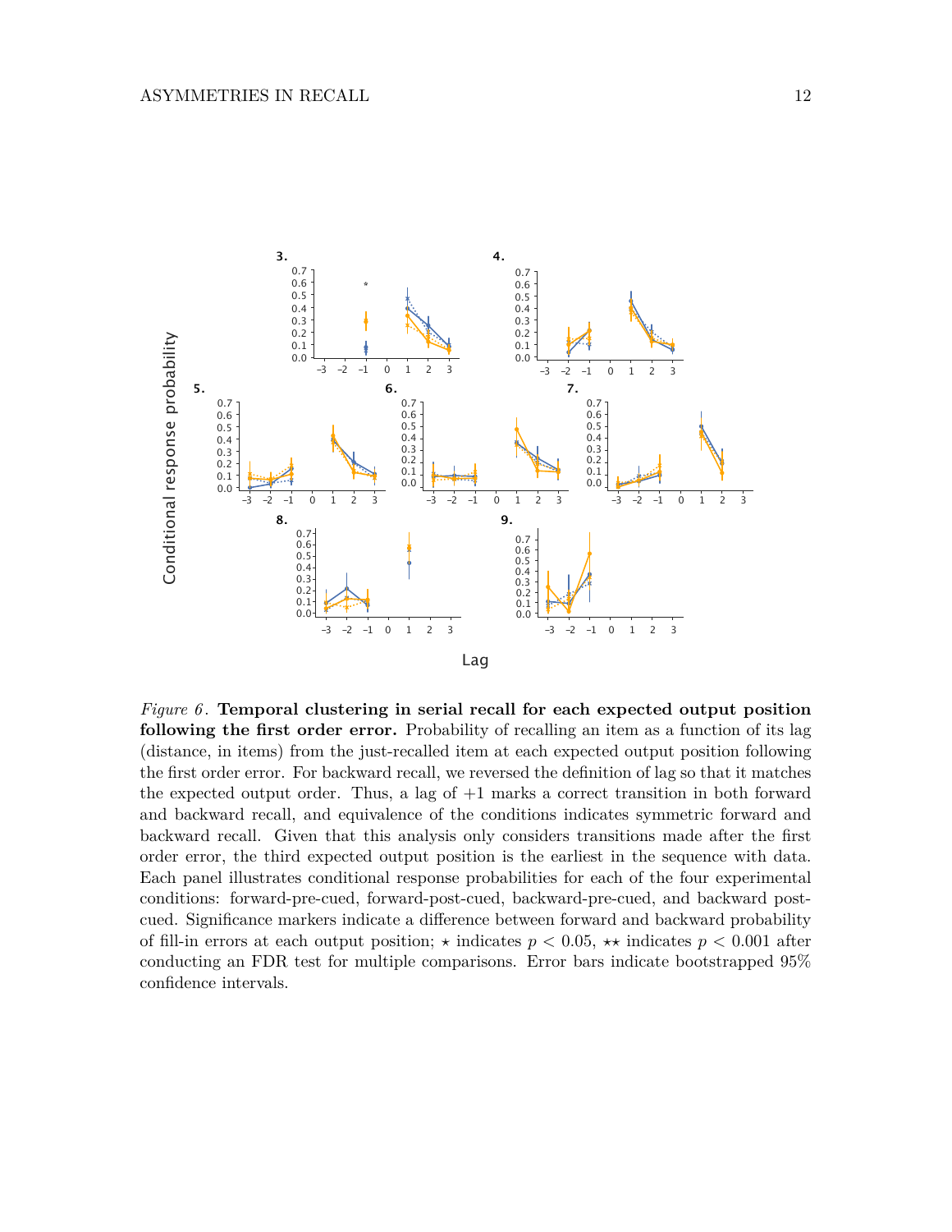*Figure 6*. **Temporal clustering in serial recall for each expected output position following the first order error.** Probability of recalling an item as a function of its lag (distance, in items) from the just-recalled item at each expected output position following the first order error. For backward recall, we reversed the definition of lag so that it matches the expected output order. Thus, a lag of +1 marks a correct transition in both forward and backward recall, and equivalence of the conditions indicates symmetric forward and backward recall. Given that this analysis only considers transitions made after the first order error, the third expected output position is the earliest in the sequence with data. Each panel illustrates conditional response probabilities for each of the four experimental conditions: forward-pre-cued, forward-post-cued, backward-pre-cued, and backward post-cued. Significance markers indicate a difference between forward and backward probability of fill-in errors at each output position; ⋆ indicates $p < 0.05$, ⋆⋆ indicates $p < 0.001$ after conducting an FDR test for multiple comparisons. Error bars indicate bootstrapped 95% confidence intervals.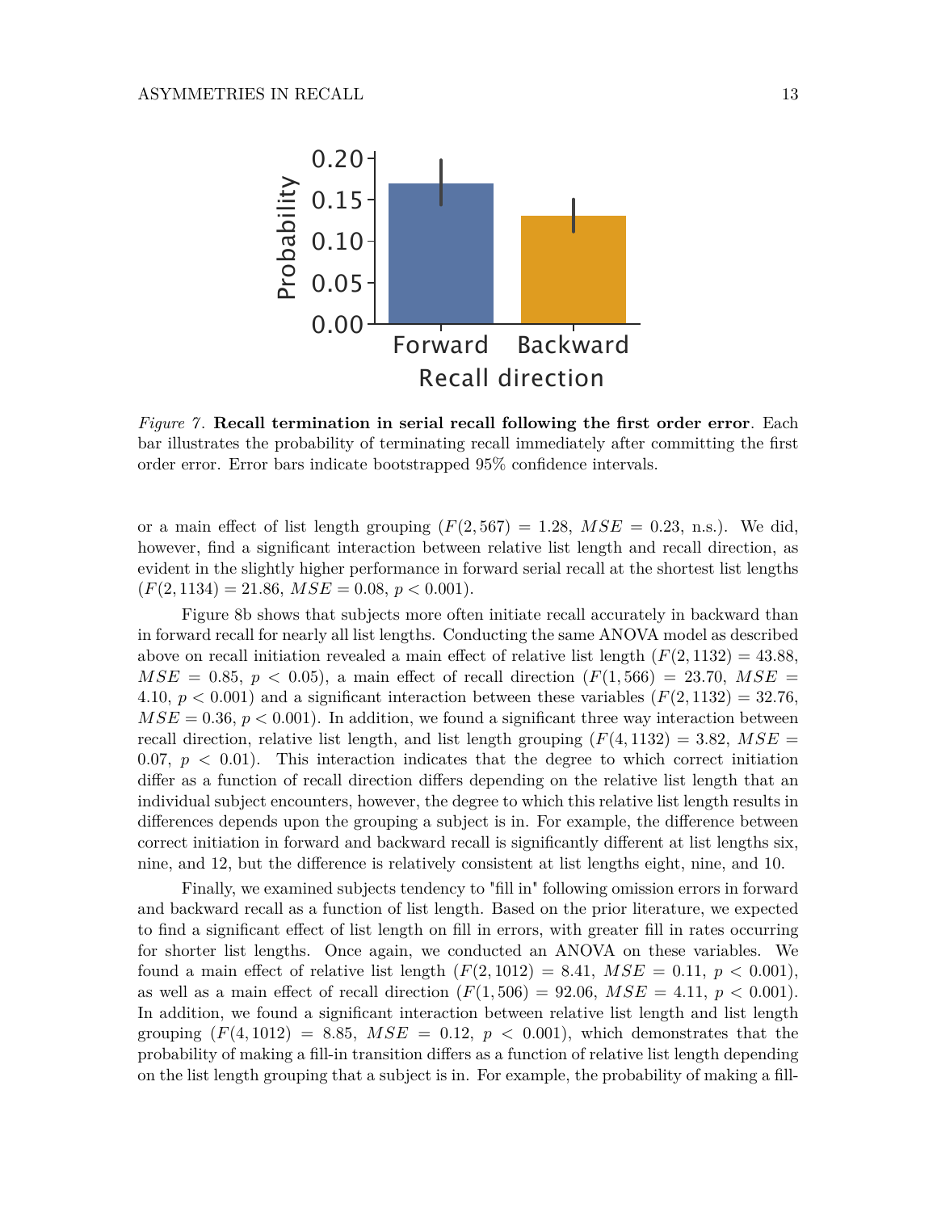*Figure 7*. **Recall termination in serial recall following the first order error**. Each bar illustrates the probability of terminating recall immediately after committing the first order error. Error bars indicate bootstrapped 95% confidence intervals.

or a main effect of list length grouping ($F(2, 567) = 1.28$, $MSE = 0.23$, n.s.). We did, however, find a significant interaction between relative list length and recall direction, as evident in the slightly higher performance in forward serial recall at the shortest list lengths ($F(2, 1134) = 21.86$, $MSE = 0.08$, $p < 0.001$).

Figure 8b shows that subjects more often initiate recall accurately in backward than in forward recall for nearly all list lengths. Conducting the same ANOVA model as described above on recall initiation revealed a main effect of relative list length ($F(2, 1132) = 43.88$, $MSE = 0.85$, $p < 0.05$), a main effect of recall direction ($F(1, 566) = 23.70$, $MSE = 4.10$, $p < 0.001$) and a significant interaction between these variables ($F(2, 1132) = 32.76$, $MSE = 0.36$, $p < 0.001$). In addition, we found a significant three way interaction between recall direction, relative list length, and list length grouping ($F(4, 1132) = 3.82$, $MSE = 0.07$, $p < 0.01$). This interaction indicates that the degree to which correct initiation differ as a function of recall direction differs depending on the relative list length that an individual subject encounters, however, the degree to which this relative list length results in differences depends upon the grouping a subject is in. For example, the difference between correct initiation in forward and backward recall is significantly different at list lengths six, nine, and 12, but the difference is relatively consistent at list lengths eight, nine, and 10.

Finally, we examined subjects tendency to "fill in" following omission errors in forward and backward recall as a function of list length. Based on the prior literature, we expected to find a significant effect of list length on fill in errors, with greater fill in rates occurring for shorter list lengths. Once again, we conducted an ANOVA on these variables. We found a main effect of relative list length ($F(2, 1012) = 8.41$, $MSE = 0.11$, $p < 0.001$), as well as a main effect of recall direction ($F(1, 506) = 92.06$, $MSE = 4.11$, $p < 0.001$). In addition, we found a significant interaction between relative list length and list length grouping ($F(4, 1012) = 8.85$, $MSE = 0.12$, $p < 0.001$), which demonstrates that the probability of making a fill-in transition differs as a function of relative list length depending on the list length grouping that a subject is in. For example, the probability of making a fill-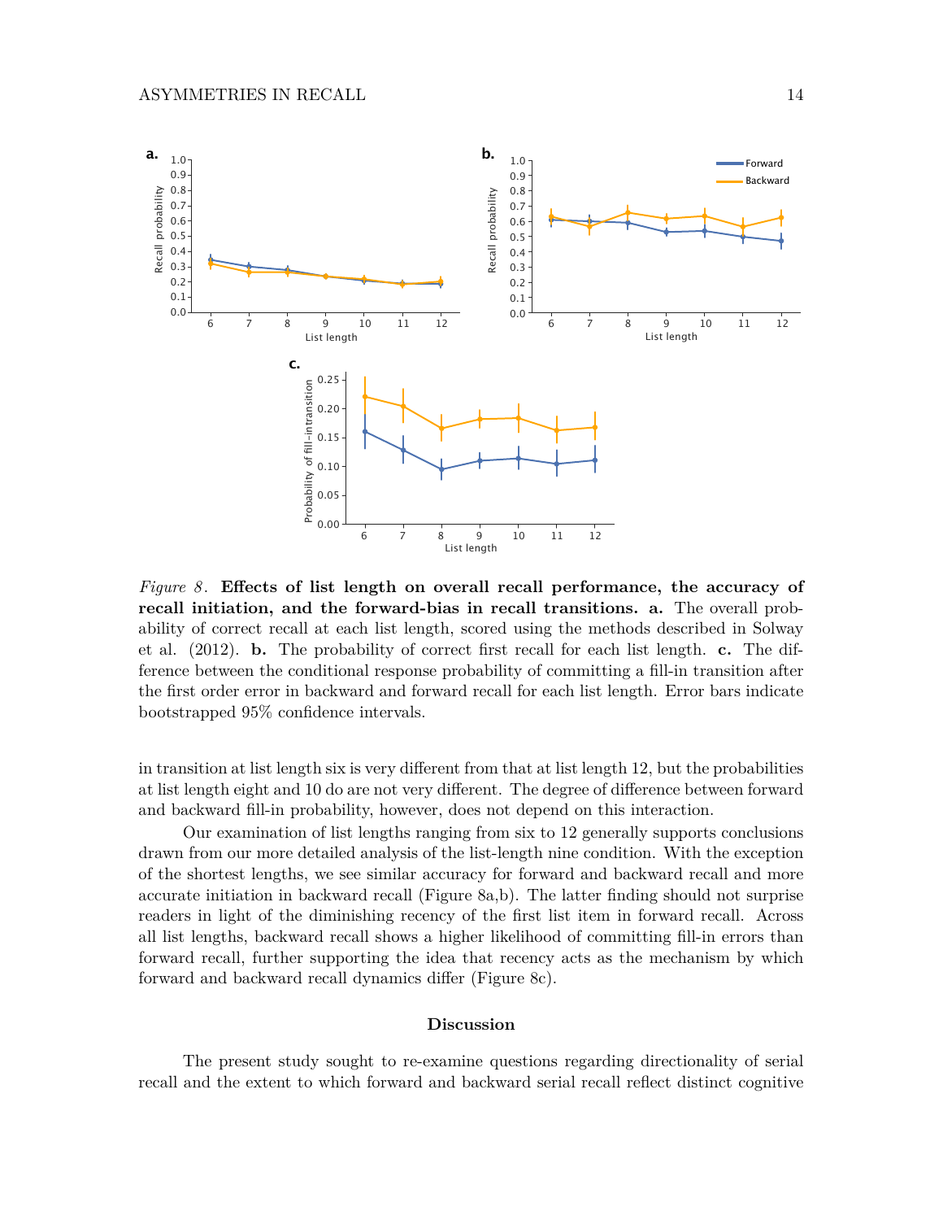*Figure 8*. **Effects of list length on overall recall performance, the accuracy of recall initiation, and the forward-bias in recall transitions. a.** The overall probability of correct recall at each list length, scored using the methods described in Solway et al. (2012). **b.** The probability of correct first recall for each list length. **c.** The difference between the conditional response probability of committing a fill-in transition after the first order error in backward and forward recall for each list length. Error bars indicate bootstrapped 95% confidence intervals.

in transition at list length six is very different from that at list length 12, but the probabilities at list length eight and 10 do are not very different. The degree of difference between forward and backward fill-in probability, however, does not depend on this interaction.

Our examination of list lengths ranging from six to 12 generally supports conclusions drawn from our more detailed analysis of the list-length nine condition. With the exception of the shortest lengths, we see similar accuracy for forward and backward recall and more accurate initiation in backward recall (Figure 8a,b). The latter finding should not surprise readers in light of the diminishing recency of the first list item in forward recall. Across all list lengths, backward recall shows a higher likelihood of committing fill-in errors than forward recall, further supporting the idea that recency acts as the mechanism by which forward and backward recall dynamics differ (Figure 8c).

## Discussion

The present study sought to re-examine questions regarding directionality of serial recall and the extent to which forward and backward serial recall reflect distinct cognitive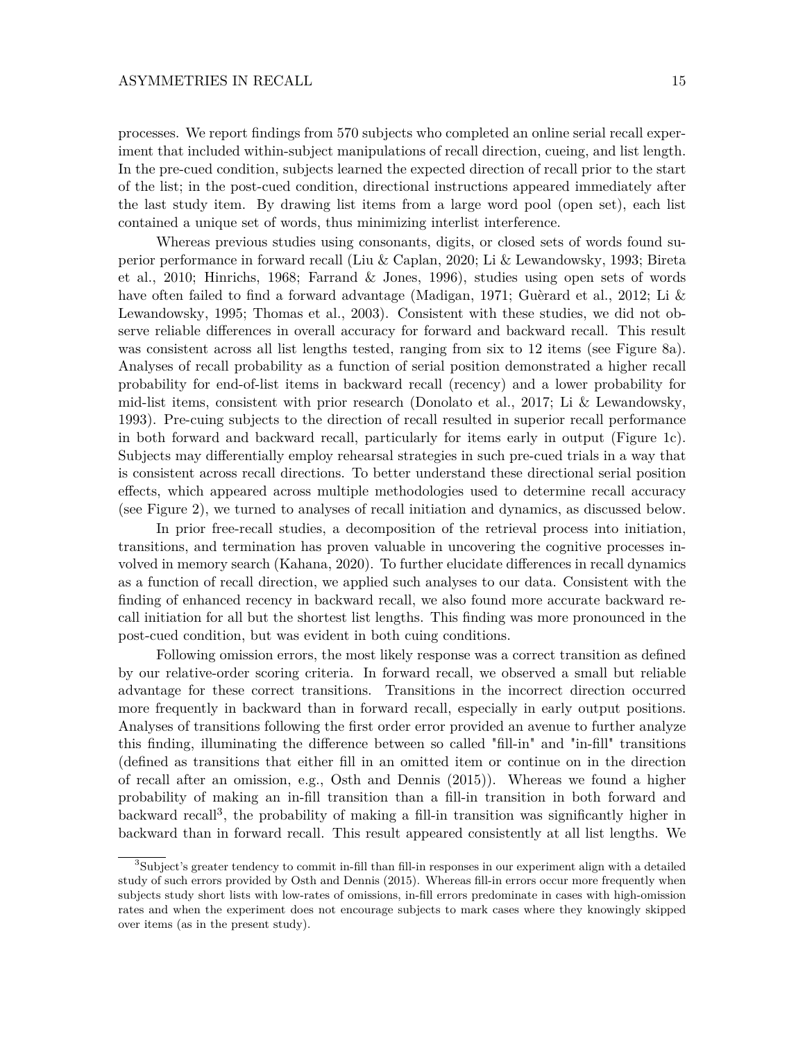processes. We report findings from 570 subjects who completed an online serial recall experiment that included within-subject manipulations of recall direction, cueing, and list length. In the pre-cued condition, subjects learned the expected direction of recall prior to the start of the list; in the post-cued condition, directional instructions appeared immediately after the last study item. By drawing list items from a large word pool (open set), each list contained a unique set of words, thus minimizing interlist interference.

Whereas previous studies using consonants, digits, or closed sets of words found superior performance in forward recall (Liu & Caplan, 2020; Li & Lewandowsky, 1993; Bireta et al., 2010; Hinrichs, 1968; Farrand & Jones, 1996), studies using open sets of words have often failed to find a forward advantage (Madigan, 1971; Guèrard et al., 2012; Li & Lewandowsky, 1995; Thomas et al., 2003). Consistent with these studies, we did not observe reliable differences in overall accuracy for forward and backward recall. This result was consistent across all list lengths tested, ranging from six to 12 items (see Figure 8a). Analyses of recall probability as a function of serial position demonstrated a higher recall probability for end-of-list items in backward recall (recency) and a lower probability for mid-list items, consistent with prior research (Donolato et al., 2017; Li & Lewandowsky, 1993). Pre-cuing subjects to the direction of recall resulted in superior recall performance in both forward and backward recall, particularly for items early in output (Figure 1c). Subjects may differentially employ rehearsal strategies in such pre-cued trials in a way that is consistent across recall directions. To better understand these directional serial position effects, which appeared across multiple methodologies used to determine recall accuracy (see Figure 2), we turned to analyses of recall initiation and dynamics, as discussed below.

In prior free-recall studies, a decomposition of the retrieval process into initiation, transitions, and termination has proven valuable in uncovering the cognitive processes involved in memory search (Kahana, 2020). To further elucidate differences in recall dynamics as a function of recall direction, we applied such analyses to our data. Consistent with the finding of enhanced recency in backward recall, we also found more accurate backward recall initiation for all but the shortest list lengths. This finding was more pronounced in the post-cued condition, but was evident in both cuing conditions.

Following omission errors, the most likely response was a correct transition as defined by our relative-order scoring criteria. In forward recall, we observed a small but reliable advantage for these correct transitions. Transitions in the incorrect direction occurred more frequently in backward than in forward recall, especially in early output positions. Analyses of transitions following the first order error provided an avenue to further analyze this finding, illuminating the difference between so called "fill-in" and "in-fill" transitions (defined as transitions that either fill in an omitted item or continue on in the direction of recall after an omission, e.g., Osth and Dennis (2015)). Whereas we found a higher probability of making an in-fill transition than a fill-in transition in both forward and backward recall[3], the probability of making a fill-in transition was significantly higher in backward than in forward recall. This result appeared consistently at all list lengths. We

[3]Subject's greater tendency to commit in-fill than fill-in responses in our experiment align with a detailed study of such errors provided by Osth and Dennis (2015). Whereas fill-in errors occur more frequently when subjects study short lists with low-rates of omissions, in-fill errors predominate in cases with high-omission rates and when the experiment does not encourage subjects to mark cases where they knowingly skipped over items (as in the present study).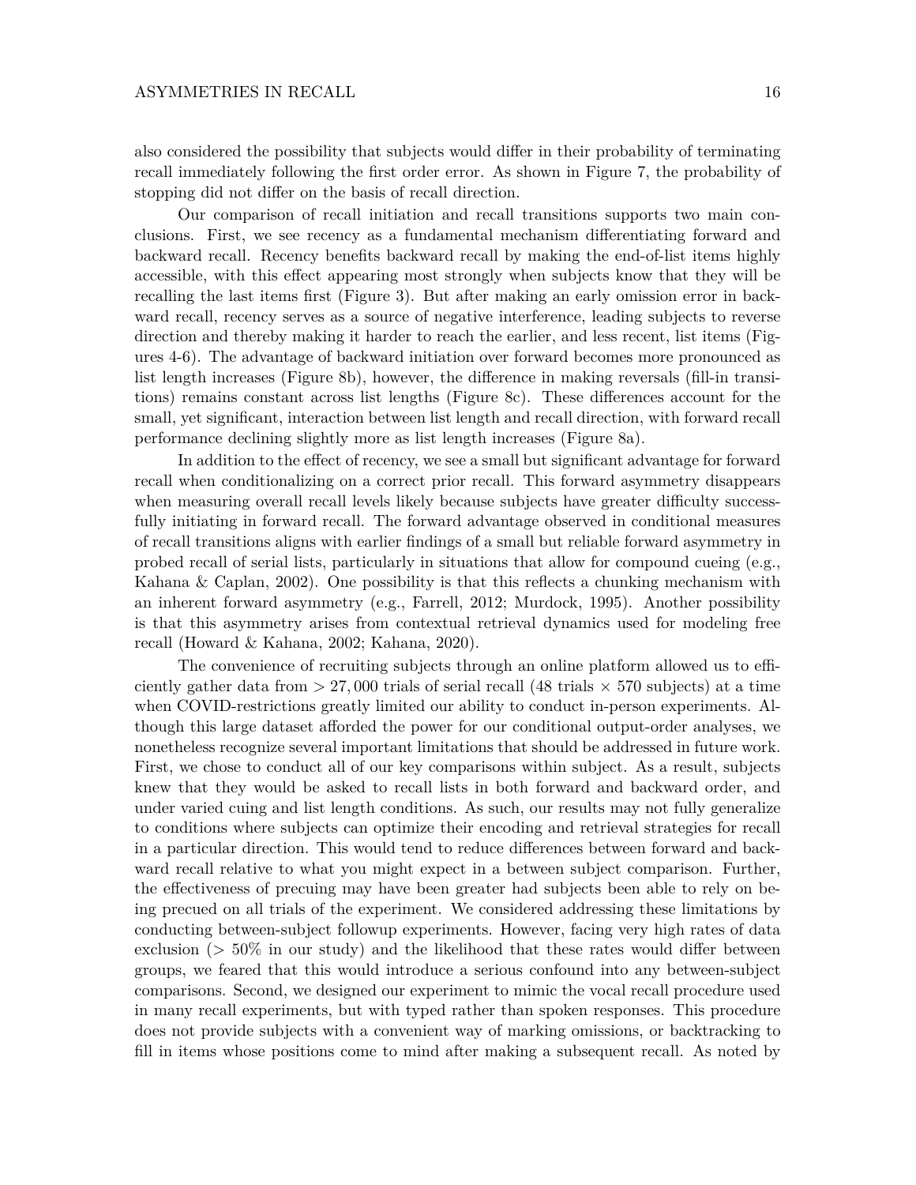also considered the possibility that subjects would differ in their probability of terminating recall immediately following the first order error. As shown in Figure 7, the probability of stopping did not differ on the basis of recall direction.

Our comparison of recall initiation and recall transitions supports two main conclusions. First, we see recency as a fundamental mechanism differentiating forward and backward recall. Recency benefits backward recall by making the end-of-list items highly accessible, with this effect appearing most strongly when subjects know that they will be recalling the last items first (Figure 3). But after making an early omission error in backward recall, recency serves as a source of negative interference, leading subjects to reverse direction and thereby making it harder to reach the earlier, and less recent, list items (Figures 4-6). The advantage of backward initiation over forward becomes more pronounced as list length increases (Figure 8b), however, the difference in making reversals (fill-in transitions) remains constant across list lengths (Figure 8c). These differences account for the small, yet significant, interaction between list length and recall direction, with forward recall performance declining slightly more as list length increases (Figure 8a).

In addition to the effect of recency, we see a small but significant advantage for forward recall when conditionalizing on a correct prior recall. This forward asymmetry disappears when measuring overall recall levels likely because subjects have greater difficulty successfully initiating in forward recall. The forward advantage observed in conditional measures of recall transitions aligns with earlier findings of a small but reliable forward asymmetry in probed recall of serial lists, particularly in situations that allow for compound cueing (e.g., Kahana & Caplan, 2002). One possibility is that this reflects a chunking mechanism with an inherent forward asymmetry (e.g., Farrell, 2012; Murdock, 1995). Another possibility is that this asymmetry arises from contextual retrieval dynamics used for modeling free recall (Howard & Kahana, 2002; Kahana, 2020).

The convenience of recruiting subjects through an online platform allowed us to efficiently gather data from $> 27,000$ trials of serial recall (48 trials $\times$ 570 subjects) at a time when COVID-restrictions greatly limited our ability to conduct in-person experiments. Although this large dataset afforded the power for our conditional output-order analyses, we nonetheless recognize several important limitations that should be addressed in future work. First, we chose to conduct all of our key comparisons within subject. As a result, subjects knew that they would be asked to recall lists in both forward and backward order, and under varied cuing and list length conditions. As such, our results may not fully generalize to conditions where subjects can optimize their encoding and retrieval strategies for recall in a particular direction. This would tend to reduce differences between forward and backward recall relative to what you might expect in a between subject comparison. Further, the effectiveness of precuing may have been greater had subjects been able to rely on being precued on all trials of the experiment. We considered addressing these limitations by conducting between-subject followup experiments. However, facing very high rates of data exclusion ($> 50\%$ in our study) and the likelihood that these rates would differ between groups, we feared that this would introduce a serious confound into any between-subject comparisons. Second, we designed our experiment to mimic the vocal recall procedure used in many recall experiments, but with typed rather than spoken responses. This procedure does not provide subjects with a convenient way of marking omissions, or backtracking to fill in items whose positions come to mind after making a subsequent recall. As noted by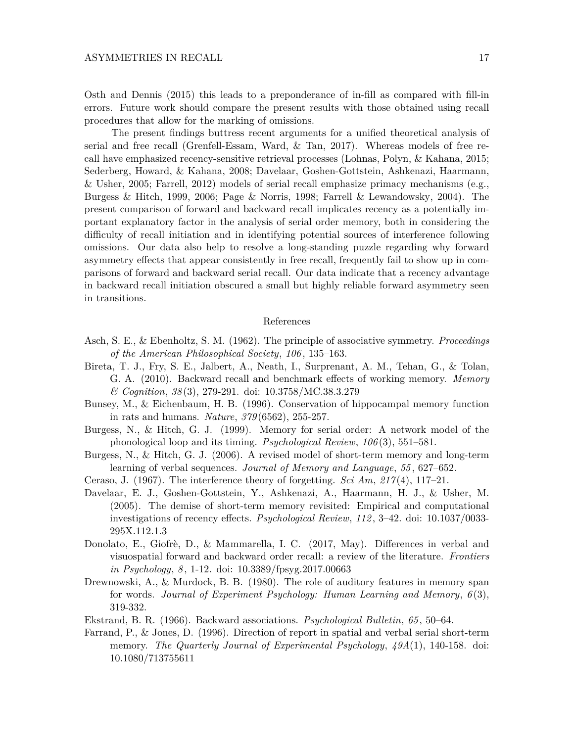Osth and Dennis (2015) this leads to a preponderance of in-fill as compared with fill-in errors. Future work should compare the present results with those obtained using recall procedures that allow for the marking of omissions.

The present findings buttress recent arguments for a unified theoretical analysis of serial and free recall (Grenfell-Essam, Ward, & Tan, 2017). Whereas models of free recall have emphasized recency-sensitive retrieval processes (Lohnas, Polyn, & Kahana, 2015; Sederberg, Howard, & Kahana, 2008; Davelaar, Goshen-Gottstein, Ashkenazi, Haarmann, & Usher, 2005; Farrell, 2012) models of serial recall emphasize primacy mechanisms (e.g., Burgess & Hitch, 1999, 2006; Page & Norris, 1998; Farrell & Lewandowsky, 2004). The present comparison of forward and backward recall implicates recency as a potentially important explanatory factor in the analysis of serial order memory, both in considering the difficulty of recall initiation and in identifying potential sources of interference following omissions. Our data also help to resolve a long-standing puzzle regarding why forward asymmetry effects that appear consistently in free recall, frequently fail to show up in comparisons of forward and backward serial recall. Our data indicate that a recency advantage in backward recall initiation obscured a small but highly reliable forward asymmetry seen in transitions.

## References

Asch, S. E., & Ebenholtz, S. M. (1962). The principle of associative symmetry. *Proceedings of the American Philosophical Society*, *106*, 135–163.

Bireta, T. J., Fry, S. E., Jalbert, A., Neath, I., Surprenant, A. M., Tehan, G., & Tolan, G. A. (2010). Backward recall and benchmark effects of working memory. *Memory & Cognition*, *38*(3), 279-291. doi: 10.3758/MC.38.3.279

Bunsey, M., & Eichenbaum, H. B. (1996). Conservation of hippocampal memory function in rats and humans. *Nature*, *379*(6562), 255-257.

Burgess, N., & Hitch, G. J. (1999). Memory for serial order: A network model of the phonological loop and its timing. *Psychological Review*, *106*(3), 551–581.

Burgess, N., & Hitch, G. J. (2006). A revised model of short-term memory and long-term learning of verbal sequences. *Journal of Memory and Language*, *55*, 627–652.

Ceraso, J. (1967). The interference theory of forgetting. *Sci Am*, *217*(4), 117–21.

Davelaar, E. J., Goshen-Gottstein, Y., Ashkenazi, A., Haarmann, H. J., & Usher, M. (2005). The demise of short-term memory revisited: Empirical and computational investigations of recency effects. *Psychological Review*, *112*, 3–42. doi: 10.1037/0033-295X.112.1.3

Donolato, E., Giofrè, D., & Mammarella, I. C. (2017, May). Differences in verbal and visuospatial forward and backward order recall: a review of the literature. *Frontiers in Psychology*, *8*, 1-12. doi: 10.3389/fpsyg.2017.00663

Drewnowski, A., & Murdock, B. B. (1980). The role of auditory features in memory span for words. *Journal of Experiment Psychology: Human Learning and Memory*, *6*(3), 319-332.

Ekstrand, B. R. (1966). Backward associations. *Psychological Bulletin*, *65*, 50–64.

Farrand, P., & Jones, D. (1996). Direction of report in spatial and verbal serial short-term memory. *The Quarterly Journal of Experimental Psychology*, *49A*(1), 140-158. doi: 10.1080/713755611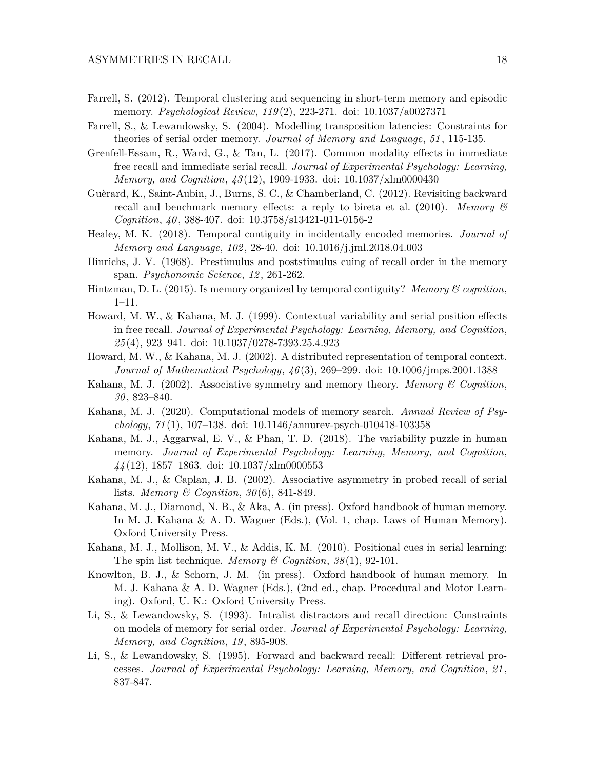Farrell, S. (2012). Temporal clustering and sequencing in short-term memory and episodic memory. *Psychological Review*, *119*(2), 223-271. doi: 10.1037/a0027371

Farrell, S., & Lewandowsky, S. (2004). Modelling transposition latencies: Constraints for theories of serial order memory. *Journal of Memory and Language*, *51*, 115-135.

Grenfell-Essam, R., Ward, G., & Tan, L. (2017). Common modality effects in immediate free recall and immediate serial recall. *Journal of Experimental Psychology: Learning, Memory, and Cognition*, *43*(12), 1909-1933. doi: 10.1037/xlm0000430

Guèrard, K., Saint-Aubin, J., Burns, S. C., & Chamberland, C. (2012). Revisiting backward recall and benchmark memory effects: a reply to bireta et al. (2010). *Memory & Cognition*, *40*, 388-407. doi: 10.3758/s13421-011-0156-2

Healey, M. K. (2018). Temporal contiguity in incidentally encoded memories. *Journal of Memory and Language*, *102*, 28-40. doi: 10.1016/j.jml.2018.04.003

Hinrichs, J. V. (1968). Prestimulus and poststimulus cuing of recall order in the memory span. *Psychonomic Science*, *12*, 261-262.

Hintzman, D. L. (2015). Is memory organized by temporal contiguity? *Memory & cognition*, 1–11.

Howard, M. W., & Kahana, M. J. (1999). Contextual variability and serial position effects in free recall. *Journal of Experimental Psychology: Learning, Memory, and Cognition*, *25*(4), 923–941. doi: 10.1037/0278-7393.25.4.923

Howard, M. W., & Kahana, M. J. (2002). A distributed representation of temporal context. *Journal of Mathematical Psychology*, *46*(3), 269–299. doi: 10.1006/jmps.2001.1388

Kahana, M. J. (2002). Associative symmetry and memory theory. *Memory & Cognition*, *30*, 823–840.

Kahana, M. J. (2020). Computational models of memory search. *Annual Review of Psychology*, *71*(1), 107–138. doi: 10.1146/annurev-psych-010418-103358

Kahana, M. J., Aggarwal, E. V., & Phan, T. D. (2018). The variability puzzle in human memory. *Journal of Experimental Psychology: Learning, Memory, and Cognition*, *44*(12), 1857–1863. doi: 10.1037/xlm0000553

Kahana, M. J., & Caplan, J. B. (2002). Associative asymmetry in probed recall of serial lists. *Memory & Cognition*, *30*(6), 841-849.

Kahana, M. J., Diamond, N. B., & Aka, A. (in press). Oxford handbook of human memory. In M. J. Kahana & A. D. Wagner (Eds.), (Vol. 1, chap. Laws of Human Memory). Oxford University Press.

Kahana, M. J., Mollison, M. V., & Addis, K. M. (2010). Positional cues in serial learning: The spin list technique. *Memory & Cognition*, *38*(1), 92-101.

Knowlton, B. J., & Schorn, J. M. (in press). Oxford handbook of human memory. In M. J. Kahana & A. D. Wagner (Eds.), (2nd ed., chap. Procedural and Motor Learning). Oxford, U. K.: Oxford University Press.

Li, S., & Lewandowsky, S. (1993). Intralist distractors and recall direction: Constraints on models of memory for serial order. *Journal of Experimental Psychology: Learning, Memory, and Cognition*, *19*, 895-908.

Li, S., & Lewandowsky, S. (1995). Forward and backward recall: Different retrieval processes. *Journal of Experimental Psychology: Learning, Memory, and Cognition*, *21*, 837-847.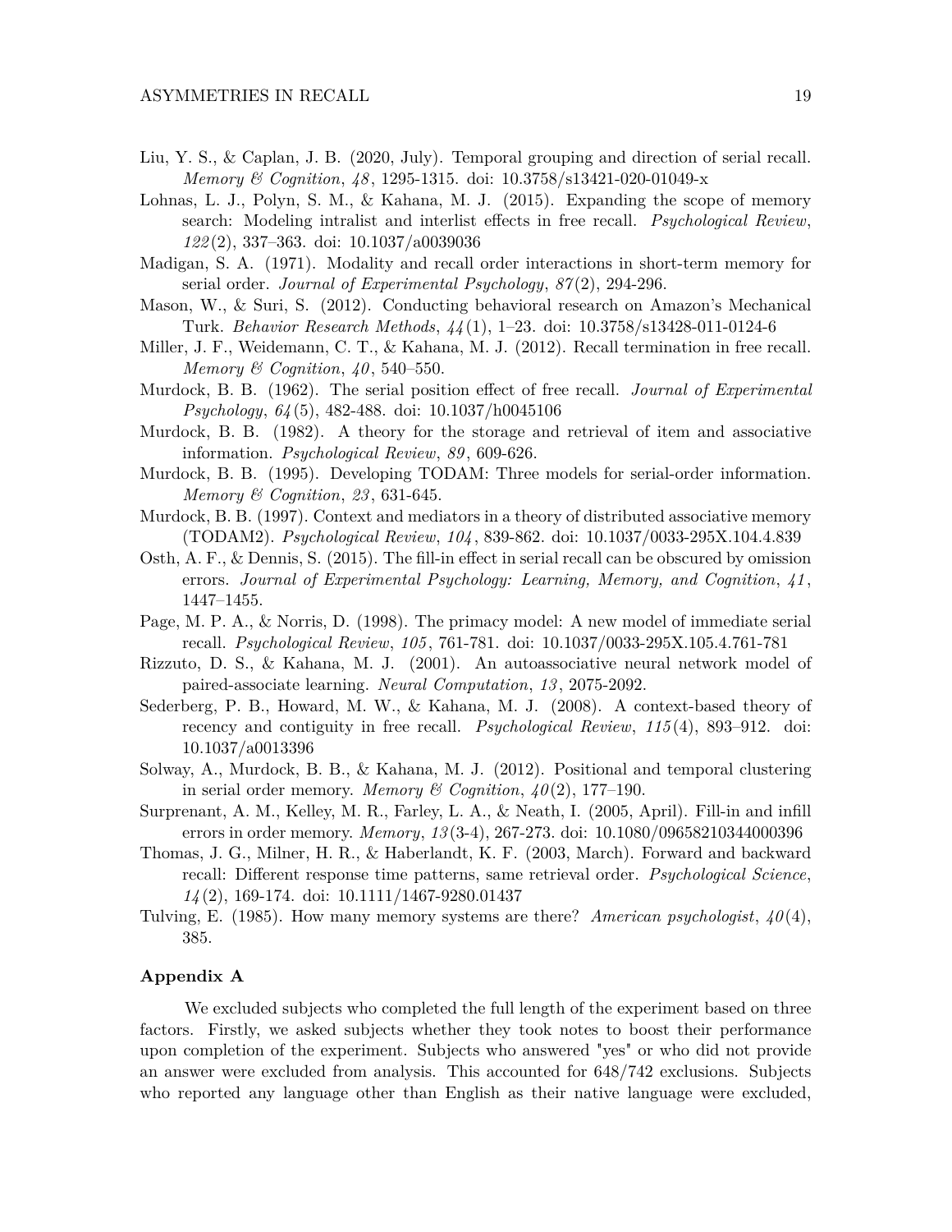Liu, Y. S., & Caplan, J. B. (2020, July). Temporal grouping and direction of serial recall. *Memory & Cognition*, *48*, 1295-1315. doi: 10.3758/s13421-020-01049-x

Lohnas, L. J., Polyn, S. M., & Kahana, M. J. (2015). Expanding the scope of memory search: Modeling intralist and interlist effects in free recall. *Psychological Review*, *122*(2), 337–363. doi: 10.1037/a0039036

Madigan, S. A. (1971). Modality and recall order interactions in short-term memory for serial order. *Journal of Experimental Psychology*, *87*(2), 294-296.

Mason, W., & Suri, S. (2012). Conducting behavioral research on Amazon's Mechanical Turk. *Behavior Research Methods*, *44*(1), 1–23. doi: 10.3758/s13428-011-0124-6

Miller, J. F., Weidemann, C. T., & Kahana, M. J. (2012). Recall termination in free recall. *Memory & Cognition*, *40*, 540–550.

Murdock, B. B. (1962). The serial position effect of free recall. *Journal of Experimental Psychology*, *64*(5), 482-488. doi: 10.1037/h0045106

Murdock, B. B. (1982). A theory for the storage and retrieval of item and associative information. *Psychological Review*, *89*, 609-626.

Murdock, B. B. (1995). Developing TODAM: Three models for serial-order information. *Memory & Cognition*, *23*, 631-645.

Murdock, B. B. (1997). Context and mediators in a theory of distributed associative memory (TODAM2). *Psychological Review*, *104*, 839-862. doi: 10.1037/0033-295X.104.4.839

Osth, A. F., & Dennis, S. (2015). The fill-in effect in serial recall can be obscured by omission errors. *Journal of Experimental Psychology: Learning, Memory, and Cognition*, *41*, 1447–1455.

Page, M. P. A., & Norris, D. (1998). The primacy model: A new model of immediate serial recall. *Psychological Review*, *105*, 761-781. doi: 10.1037/0033-295X.105.4.761-781

Rizzuto, D. S., & Kahana, M. J. (2001). An autoassociative neural network model of paired-associate learning. *Neural Computation*, *13*, 2075-2092.

Sederberg, P. B., Howard, M. W., & Kahana, M. J. (2008). A context-based theory of recency and contiguity in free recall. *Psychological Review*, *115*(4), 893–912. doi: 10.1037/a0013396

Solway, A., Murdock, B. B., & Kahana, M. J. (2012). Positional and temporal clustering in serial order memory. *Memory & Cognition*, *40*(2), 177–190.

Surprenant, A. M., Kelley, M. R., Farley, L. A., & Neath, I. (2005, April). Fill-in and infill errors in order memory. *Memory*, *13*(3-4), 267-273. doi: 10.1080/09658210344000396

Thomas, J. G., Milner, H. R., & Haberlandt, K. F. (2003, March). Forward and backward recall: Different response time patterns, same retrieval order. *Psychological Science*, *14*(2), 169-174. doi: 10.1111/1467-9280.01437

Tulving, E. (1985). How many memory systems are there? *American psychologist*, *40*(4), 385.

## Appendix A

We excluded subjects who completed the full length of the experiment based on three factors. Firstly, we asked subjects whether they took notes to boost their performance upon completion of the experiment. Subjects who answered "yes" or who did not provide an answer were excluded from analysis. This accounted for 648/742 exclusions. Subjects who reported any language other than English as their native language were excluded,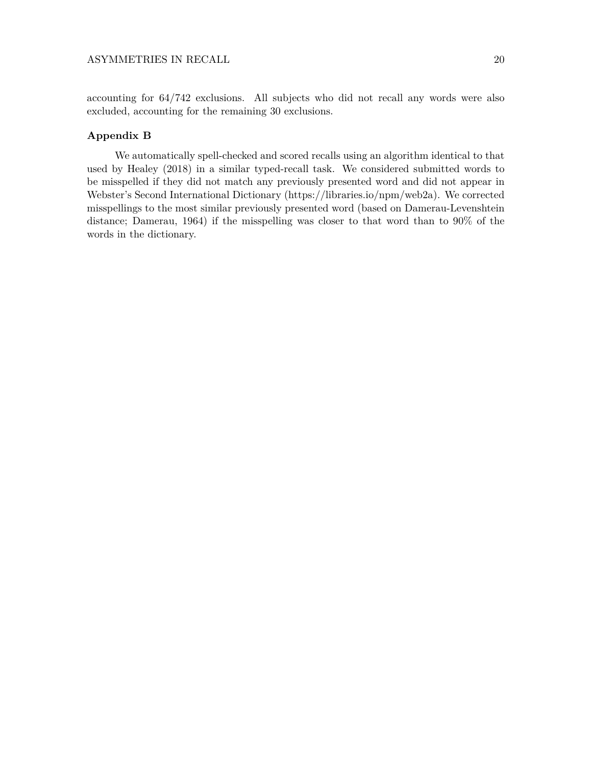accounting for 64/742 exclusions. All subjects who did not recall any words were also excluded, accounting for the remaining 30 exclusions.

## Appendix B

We automatically spell-checked and scored recalls using an algorithm identical to that used by Healey (2018) in a similar typed-recall task. We considered submitted words to be misspelled if they did not match any previously presented word and did not appear in Webster's Second International Dictionary (https://libraries.io/npm/web2a). We corrected misspellings to the most similar previously presented word (based on Damerau-Levenshtein distance; Damerau, 1964) if the misspelling was closer to that word than to 90% of the words in the dictionary.